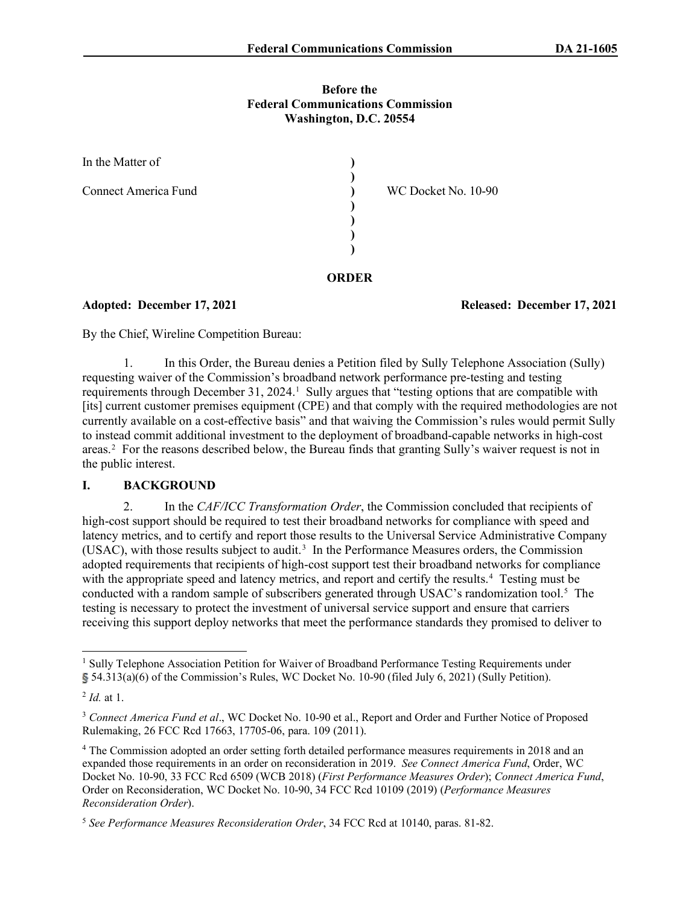**Before the**
**Federal Communications Commission**
**Washington, D.C. 20554**

| | | |
|---|---|---|
| In the Matter of | ) | |
| | ) | |
| Connect America Fund | ) | WC Docket No. 10-90 |
| | ) | |
| | ) | |
| | ) | |
| | ) | |

**ORDER**

**Adopted: December 17, 2021** **Released: December 17, 2021**

By the Chief, Wireline Competition Bureau:

1. In this Order, the Bureau denies a Petition filed by Sully Telephone Association (Sully) requesting waiver of the Commission's broadband network performance pre-testing and testing requirements through December 31, 2024.[1] Sully argues that "testing options that are compatible with [its] current customer premises equipment (CPE) and that comply with the required methodologies are not currently available on a cost-effective basis" and that waiving the Commission's rules would permit Sully to instead commit additional investment to the deployment of broadband-capable networks in high-cost areas.[2] For the reasons described below, the Bureau finds that granting Sully's waiver request is not in the public interest.

## I. BACKGROUND

2. In the *CAF/ICC Transformation Order*, the Commission concluded that recipients of high-cost support should be required to test their broadband networks for compliance with speed and latency metrics, and to certify and report those results to the Universal Service Administrative Company (USAC), with those results subject to audit.[3] In the Performance Measures orders, the Commission adopted requirements that recipients of high-cost support test their broadband networks for compliance with the appropriate speed and latency metrics, and report and certify the results.[4] Testing must be conducted with a random sample of subscribers generated through USAC's randomization tool.[5] The testing is necessary to protect the investment of universal service support and ensure that carriers receiving this support deploy networks that meet the performance standards they promised to deliver to

---

[1] Sully Telephone Association Petition for Waiver of Broadband Performance Testing Requirements under § 54.313(a)(6) of the Commission's Rules, WC Docket No. 10-90 (filed July 6, 2021) (Sully Petition).

[2] *Id.* at 1.

[3] *Connect America Fund et al*., WC Docket No. 10-90 et al., Report and Order and Further Notice of Proposed Rulemaking, 26 FCC Rcd 17663, 17705-06, para. 109 (2011).

[4] The Commission adopted an order setting forth detailed performance measures requirements in 2018 and an expanded those requirements in an order on reconsideration in 2019. *See Connect America Fund*, Order, WC Docket No. 10-90, 33 FCC Rcd 6509 (WCB 2018) (*First Performance Measures Order*); *Connect America Fund*, Order on Reconsideration, WC Docket No. 10-90, 34 FCC Rcd 10109 (2019) (*Performance Measures Reconsideration Order*).

[5] *See Performance Measures Reconsideration Order*, 34 FCC Rcd at 10140, paras. 81-82.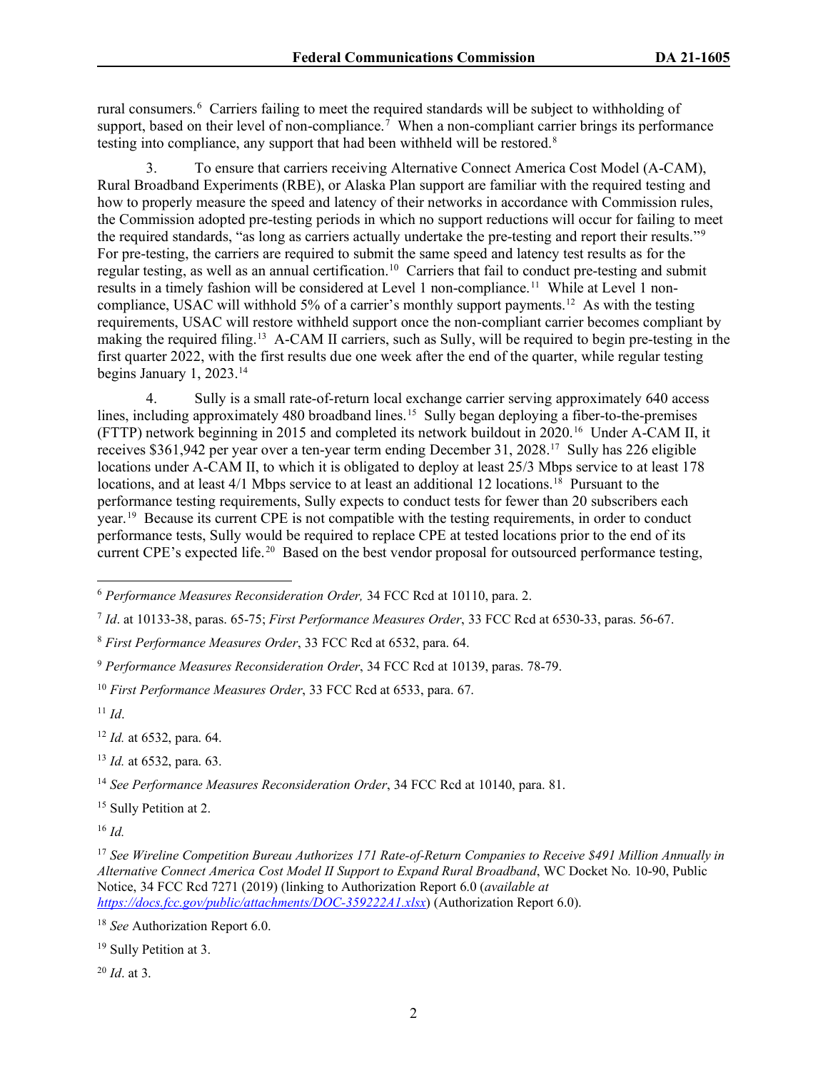rural consumers.[6] Carriers failing to meet the required standards will be subject to withholding of support, based on their level of non-compliance.[7] When a non-compliant carrier brings its performance testing into compliance, any support that had been withheld will be restored.[8]

3. To ensure that carriers receiving Alternative Connect America Cost Model (A-CAM), Rural Broadband Experiments (RBE), or Alaska Plan support are familiar with the required testing and how to properly measure the speed and latency of their networks in accordance with Commission rules, the Commission adopted pre-testing periods in which no support reductions will occur for failing to meet the required standards, "as long as carriers actually undertake the pre-testing and report their results."[9] For pre-testing, the carriers are required to submit the same speed and latency test results as for the regular testing, as well as an annual certification.[10] Carriers that fail to conduct pre-testing and submit results in a timely fashion will be considered at Level 1 non-compliance.[11] While at Level 1 non-compliance, USAC will withhold 5% of a carrier's monthly support payments.[12] As with the testing requirements, USAC will restore withheld support once the non-compliant carrier becomes compliant by making the required filing.[13] A-CAM II carriers, such as Sully, will be required to begin pre-testing in the first quarter 2022, with the first results due one week after the end of the quarter, while regular testing begins January 1, 2023.[14]

4. Sully is a small rate-of-return local exchange carrier serving approximately 640 access lines, including approximately 480 broadband lines.[15] Sully began deploying a fiber-to-the-premises (FTTP) network beginning in 2015 and completed its network buildout in 2020.[16] Under A-CAM II, it receives $361,942 per year over a ten-year term ending December 31, 2028.[17] Sully has 226 eligible locations under A-CAM II, to which it is obligated to deploy at least 25/3 Mbps service to at least 178 locations, and at least 4/1 Mbps service to at least an additional 12 locations.[18] Pursuant to the performance testing requirements, Sully expects to conduct tests for fewer than 20 subscribers each year.[19] Because its current CPE is not compatible with the testing requirements, in order to conduct performance tests, Sully would be required to replace CPE at tested locations prior to the end of its current CPE's expected life.[20] Based on the best vendor proposal for outsourced performance testing,

---

[6] *Performance Measures Reconsideration Order,* 34 FCC Rcd at 10110, para. 2.

[7] *Id*. at 10133-38, paras. 65-75; *First Performance Measures Order*, 33 FCC Rcd at 6530-33, paras. 56-67.

[8] *First Performance Measures Order*, 33 FCC Rcd at 6532, para. 64.

[9] *Performance Measures Reconsideration Order*, 34 FCC Rcd at 10139, paras. 78-79.

[10] *First Performance Measures Order*, 33 FCC Rcd at 6533, para. 67.

[11] *Id*.

[12] *Id.* at 6532, para. 64.

[13] *Id.* at 6532, para. 63.

[14] *See Performance Measures Reconsideration Order*, 34 FCC Rcd at 10140, para. 81.

[15] Sully Petition at 2.

[16] *Id.*

[17] *See Wireline Competition Bureau Authorizes 171 Rate-of-Return Companies to Receive $491 Million Annually in Alternative Connect America Cost Model II Support to Expand Rural Broadband*, WC Docket No. 10-90, Public Notice, 34 FCC Rcd 7271 (2019) (linking to Authorization Report 6.0 (*available at https://docs.fcc.gov/public/attachments/DOC-359222A1.xlsx*) (Authorization Report 6.0).

[18] *See* Authorization Report 6.0.

[19] Sully Petition at 3.

[20] *Id*. at 3.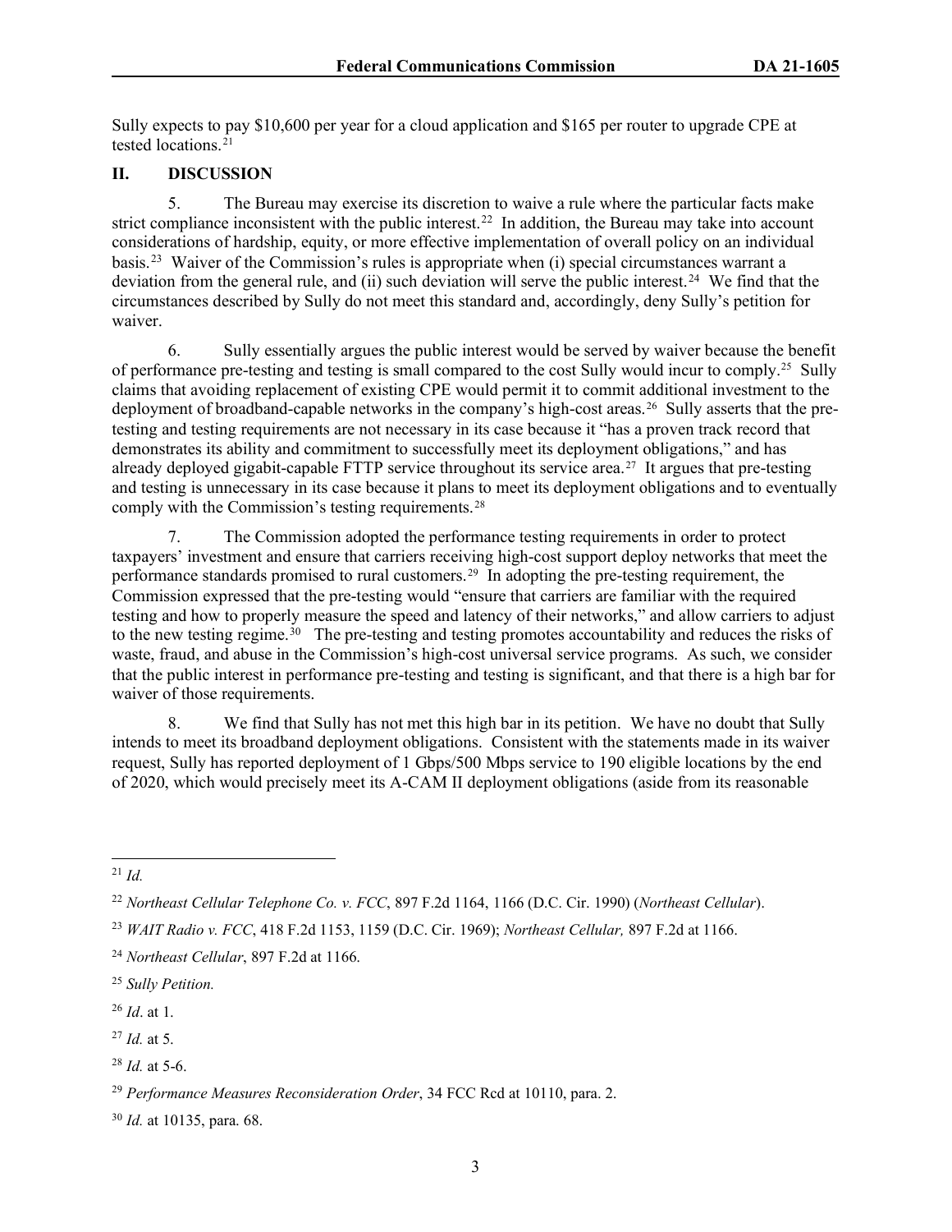Sully expects to pay $10,600 per year for a cloud application and $165 per router to upgrade CPE at tested locations.[21]

## II. DISCUSSION

5. The Bureau may exercise its discretion to waive a rule where the particular facts make strict compliance inconsistent with the public interest.[22] In addition, the Bureau may take into account considerations of hardship, equity, or more effective implementation of overall policy on an individual basis.[23] Waiver of the Commission's rules is appropriate when (i) special circumstances warrant a deviation from the general rule, and (ii) such deviation will serve the public interest.[24] We find that the circumstances described by Sully do not meet this standard and, accordingly, deny Sully's petition for waiver.

6. Sully essentially argues the public interest would be served by waiver because the benefit of performance pre-testing and testing is small compared to the cost Sully would incur to comply.[25] Sully claims that avoiding replacement of existing CPE would permit it to commit additional investment to the deployment of broadband-capable networks in the company's high-cost areas.[26] Sully asserts that the pre-testing and testing requirements are not necessary in its case because it "has a proven track record that demonstrates its ability and commitment to successfully meet its deployment obligations," and has already deployed gigabit-capable FTTP service throughout its service area.[27] It argues that pre-testing and testing is unnecessary in its case because it plans to meet its deployment obligations and to eventually comply with the Commission's testing requirements.[28]

7. The Commission adopted the performance testing requirements in order to protect taxpayers' investment and ensure that carriers receiving high-cost support deploy networks that meet the performance standards promised to rural customers.[29] In adopting the pre-testing requirement, the Commission expressed that the pre-testing would "ensure that carriers are familiar with the required testing and how to properly measure the speed and latency of their networks," and allow carriers to adjust to the new testing regime.[30] The pre-testing and testing promotes accountability and reduces the risks of waste, fraud, and abuse in the Commission's high-cost universal service programs. As such, we consider that the public interest in performance pre-testing and testing is significant, and that there is a high bar for waiver of those requirements.

8. We find that Sully has not met this high bar in its petition. We have no doubt that Sully intends to meet its broadband deployment obligations. Consistent with the statements made in its waiver request, Sully has reported deployment of 1 Gbps/500 Mbps service to 190 eligible locations by the end of 2020, which would precisely meet its A-CAM II deployment obligations (aside from its reasonable

---

[21] *Id.*

[22] *Northeast Cellular Telephone Co. v. FCC*, 897 F.2d 1164, 1166 (D.C. Cir. 1990) (*Northeast Cellular*).

[23] *WAIT Radio v. FCC*, 418 F.2d 1153, 1159 (D.C. Cir. 1969); *Northeast Cellular,* 897 F.2d at 1166.

[24] *Northeast Cellular*, 897 F.2d at 1166.

[25] *Sully Petition.*

[26] *Id*. at 1.

[27] *Id.* at 5.

[28] *Id.* at 5-6.

[29] *Performance Measures Reconsideration Order*, 34 FCC Rcd at 10110, para. 2.

[30] *Id.* at 10135, para. 68.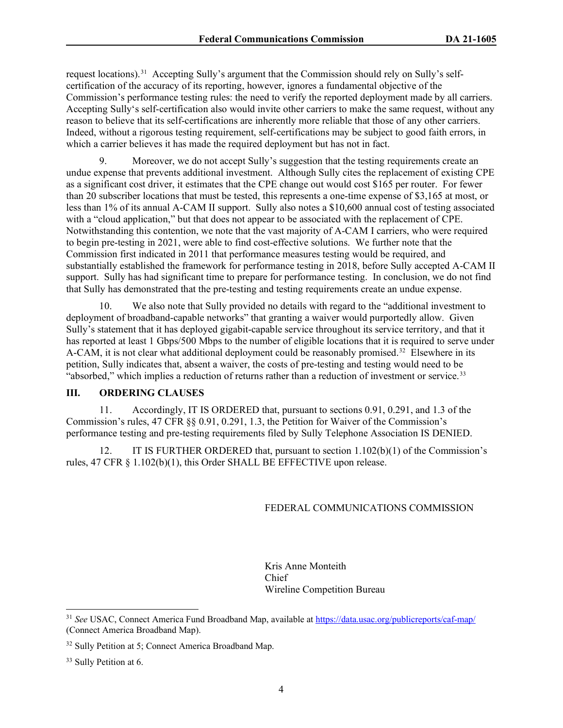request locations).[31] Accepting Sully's argument that the Commission should rely on Sully's self-certification of the accuracy of its reporting, however, ignores a fundamental objective of the Commission's performance testing rules: the need to verify the reported deployment made by all carriers. Accepting Sully's self-certification also would invite other carriers to make the same request, without any reason to believe that its self-certifications are inherently more reliable that those of any other carriers. Indeed, without a rigorous testing requirement, self-certifications may be subject to good faith errors, in which a carrier believes it has made the required deployment but has not in fact.

9. Moreover, we do not accept Sully's suggestion that the testing requirements create an undue expense that prevents additional investment. Although Sully cites the replacement of existing CPE as a significant cost driver, it estimates that the CPE change out would cost $165 per router. For fewer than 20 subscriber locations that must be tested, this represents a one-time expense of $3,165 at most, or less than 1% of its annual A-CAM II support. Sully also notes a $10,600 annual cost of testing associated with a "cloud application," but that does not appear to be associated with the replacement of CPE. Notwithstanding this contention, we note that the vast majority of A-CAM I carriers, who were required to begin pre-testing in 2021, were able to find cost-effective solutions. We further note that the Commission first indicated in 2011 that performance measures testing would be required, and substantially established the framework for performance testing in 2018, before Sully accepted A-CAM II support. Sully has had significant time to prepare for performance testing. In conclusion, we do not find that Sully has demonstrated that the pre-testing and testing requirements create an undue expense.

10. We also note that Sully provided no details with regard to the "additional investment to deployment of broadband-capable networks" that granting a waiver would purportedly allow. Given Sully's statement that it has deployed gigabit-capable service throughout its service territory, and that it has reported at least 1 Gbps/500 Mbps to the number of eligible locations that it is required to serve under A-CAM, it is not clear what additional deployment could be reasonably promised.[32] Elsewhere in its petition, Sully indicates that, absent a waiver, the costs of pre-testing and testing would need to be "absorbed," which implies a reduction of returns rather than a reduction of investment or service.[33]

## III. ORDERING CLAUSES

11. Accordingly, IT IS ORDERED that, pursuant to sections 0.91, 0.291, and 1.3 of the Commission's rules, 47 CFR §§ 0.91, 0.291, 1.3, the Petition for Waiver of the Commission's performance testing and pre-testing requirements filed by Sully Telephone Association IS DENIED.

12. IT IS FURTHER ORDERED that, pursuant to section 1.102(b)(1) of the Commission's rules, 47 CFR § 1.102(b)(1), this Order SHALL BE EFFECTIVE upon release.

FEDERAL COMMUNICATIONS COMMISSION

Kris Anne Monteith
Chief
Wireline Competition Bureau

---

[31] *See* USAC, Connect America Fund Broadband Map, available at https://data.usac.org/publicreports/caf-map/ (Connect America Broadband Map).

[32] Sully Petition at 5; Connect America Broadband Map.

[33] Sully Petition at 6.